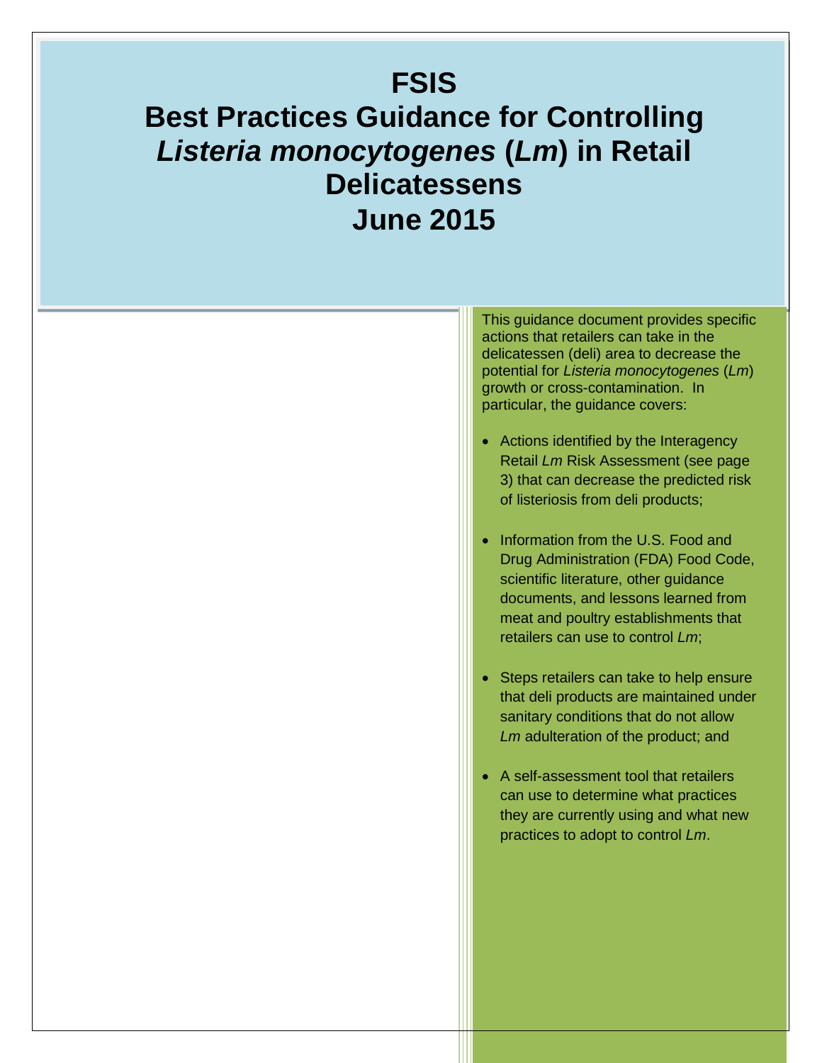# FSIS Best Practices Guidance for Controlling *Listeria monocytogenes* (*Lm*) in Retail Delicatessens June 2015

This guidance document provides specific actions that retailers can take in the delicatessen (deli) area to decrease the potential for *Listeria monocytogenes* (*Lm*) growth or cross-contamination. In particular, the guidance covers:

- Actions identified by the Interagency Retail *Lm* Risk Assessment (see page 3) that can decrease the predicted risk of listeriosis from deli products;
- Information from the U.S. Food and Drug Administration (FDA) Food Code, scientific literature, other guidance documents, and lessons learned from meat and poultry establishments that retailers can use to control *Lm*;
- Steps retailers can take to help ensure that deli products are maintained under sanitary conditions that do not allow *Lm* adulteration of the product; and
- A self-assessment tool that retailers can use to determine what practices they are currently using and what new practices to adopt to control *Lm*.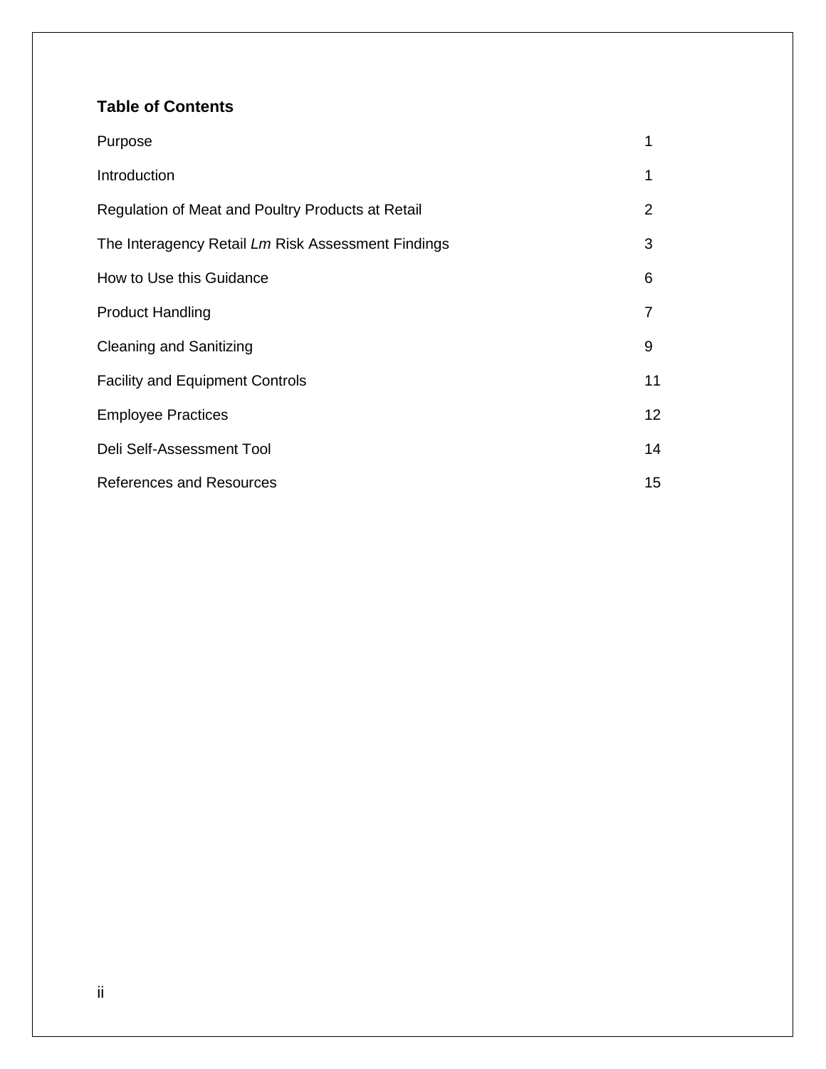## Table of Contents

| | |
|---|---|
| Purpose | 1 |
| Introduction | 1 |
| Regulation of Meat and Poultry Products at Retail | 2 |
| The Interagency Retail *Lm* Risk Assessment Findings | 3 |
| How to Use this Guidance | 6 |
| Product Handling | 7 |
| Cleaning and Sanitizing | 9 |
| Facility and Equipment Controls | 11 |
| Employee Practices | 12 |
| Deli Self-Assessment Tool | 14 |
| References and Resources | 15 |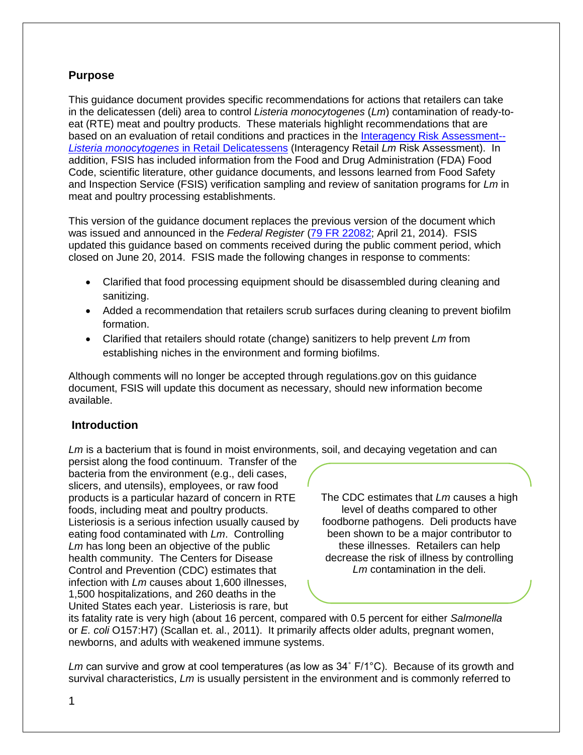## Purpose

This guidance document provides specific recommendations for actions that retailers can take in the delicatessen (deli) area to control *Listeria monocytogenes* (*Lm*) contamination of ready-to-eat (RTE) meat and poultry products. These materials highlight recommendations that are based on an evaluation of retail conditions and practices in the [Interagency Risk Assessment--*Listeria monocytogenes* in Retail Delicatessens](#) (Interagency Retail *Lm* Risk Assessment). In addition, FSIS has included information from the Food and Drug Administration (FDA) Food Code, scientific literature, other guidance documents, and lessons learned from Food Safety and Inspection Service (FSIS) verification sampling and review of sanitation programs for *Lm* in meat and poultry processing establishments.

This version of the guidance document replaces the previous version of the document which was issued and announced in the *Federal Register* ([79 FR 22082](#); April 21, 2014). FSIS updated this guidance based on comments received during the public comment period, which closed on June 20, 2014. FSIS made the following changes in response to comments:

- Clarified that food processing equipment should be disassembled during cleaning and sanitizing.
- Added a recommendation that retailers scrub surfaces during cleaning to prevent biofilm formation.
- Clarified that retailers should rotate (change) sanitizers to help prevent *Lm* from establishing niches in the environment and forming biofilms.

Although comments will no longer be accepted through regulations.gov on this guidance document, FSIS will update this document as necessary, should new information become available.

## Introduction

*Lm* is a bacterium that is found in moist environments, soil, and decaying vegetation and can persist along the food continuum. Transfer of the bacteria from the environment (e.g., deli cases, slicers, and utensils), employees, or raw food products is a particular hazard of concern in RTE foods, including meat and poultry products. Listeriosis is a serious infection usually caused by eating food contaminated with *Lm*. Controlling *Lm* has long been an objective of the public health community. The Centers for Disease Control and Prevention (CDC) estimates that infection with *Lm* causes about 1,600 illnesses, 1,500 hospitalizations, and 260 deaths in the United States each year. Listeriosis is rare, but its fatality rate is very high (about 16 percent, compared with 0.5 percent for either *Salmonella* or *E. coli* O157:H7) (Scallan et. al., 2011). It primarily affects older adults, pregnant women, newborns, and adults with weakened immune systems.

> The CDC estimates that *Lm* causes a high level of deaths compared to other foodborne pathogens. Deli products have been shown to be a major contributor to these illnesses. Retailers can help decrease the risk of illness by controlling *Lm* contamination in the deli.

*Lm* can survive and grow at cool temperatures (as low as 34˚ F/1°C). Because of its growth and survival characteristics, *Lm* is usually persistent in the environment and is commonly referred to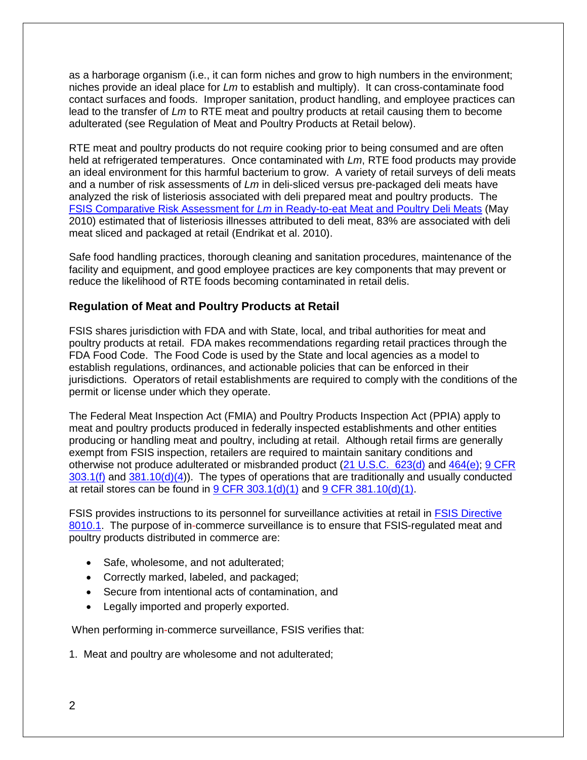as a harborage organism (i.e., it can form niches and grow to high numbers in the environment; niches provide an ideal place for *Lm* to establish and multiply). It can cross-contaminate food contact surfaces and foods. Improper sanitation, product handling, and employee practices can lead to the transfer of *Lm* to RTE meat and poultry products at retail causing them to become adulterated (see Regulation of Meat and Poultry Products at Retail below).

RTE meat and poultry products do not require cooking prior to being consumed and are often held at refrigerated temperatures. Once contaminated with *Lm*, RTE food products may provide an ideal environment for this harmful bacterium to grow. A variety of retail surveys of deli meats and a number of risk assessments of *Lm* in deli-sliced versus pre-packaged deli meats have analyzed the risk of listeriosis associated with deli prepared meat and poultry products. The FSIS Comparative Risk Assessment for *Lm* in Ready-to-eat Meat and Poultry Deli Meats (May 2010) estimated that of listeriosis illnesses attributed to deli meat, 83% are associated with deli meat sliced and packaged at retail (Endrikat et al. 2010).

Safe food handling practices, thorough cleaning and sanitation procedures, maintenance of the facility and equipment, and good employee practices are key components that may prevent or reduce the likelihood of RTE foods becoming contaminated in retail delis.

## Regulation of Meat and Poultry Products at Retail

FSIS shares jurisdiction with FDA and with State, local, and tribal authorities for meat and poultry products at retail. FDA makes recommendations regarding retail practices through the FDA Food Code. The Food Code is used by the State and local agencies as a model to establish regulations, ordinances, and actionable policies that can be enforced in their jurisdictions. Operators of retail establishments are required to comply with the conditions of the permit or license under which they operate.

The Federal Meat Inspection Act (FMIA) and Poultry Products Inspection Act (PPIA) apply to meat and poultry products produced in federally inspected establishments and other entities producing or handling meat and poultry, including at retail. Although retail firms are generally exempt from FSIS inspection, retailers are required to maintain sanitary conditions and otherwise not produce adulterated or misbranded product (21 U.S.C. 623(d) and 464(e); 9 CFR 303.1(f) and 381.10(d)(4)). The types of operations that are traditionally and usually conducted at retail stores can be found in 9 CFR 303.1(d)(1) and 9 CFR 381.10(d)(1).

FSIS provides instructions to its personnel for surveillance activities at retail in FSIS Directive 8010.1. The purpose of in-commerce surveillance is to ensure that FSIS-regulated meat and poultry products distributed in commerce are:

- Safe, wholesome, and not adulterated;
- Correctly marked, labeled, and packaged;
- Secure from intentional acts of contamination, and
- Legally imported and properly exported.

When performing in-commerce surveillance, FSIS verifies that:

1. Meat and poultry are wholesome and not adulterated;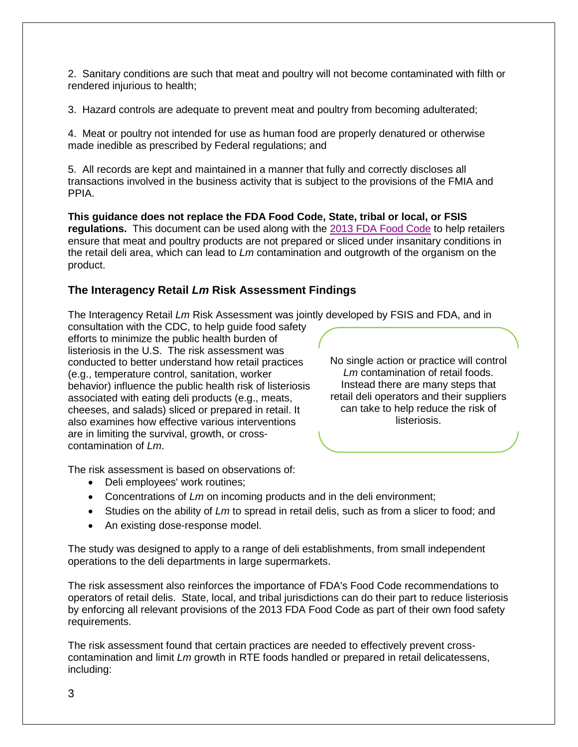2. Sanitary conditions are such that meat and poultry will not become contaminated with filth or rendered injurious to health;

3. Hazard controls are adequate to prevent meat and poultry from becoming adulterated;

4. Meat or poultry not intended for use as human food are properly denatured or otherwise made inedible as prescribed by Federal regulations; and

5. All records are kept and maintained in a manner that fully and correctly discloses all transactions involved in the business activity that is subject to the provisions of the FMIA and PPIA.

**This guidance does not replace the FDA Food Code, State, tribal or local, or FSIS regulations.** This document can be used along with the 2013 FDA Food Code to help retailers ensure that meat and poultry products are not prepared or sliced under insanitary conditions in the retail deli area, which can lead to *Lm* contamination and outgrowth of the organism on the product.

## The Interagency Retail *Lm* Risk Assessment Findings

The Interagency Retail *Lm* Risk Assessment was jointly developed by FSIS and FDA, and in consultation with the CDC, to help guide food safety efforts to minimize the public health burden of listeriosis in the U.S. The risk assessment was conducted to better understand how retail practices (e.g., temperature control, sanitation, worker behavior) influence the public health risk of listeriosis associated with eating deli products (e.g., meats, cheeses, and salads) sliced or prepared in retail. It also examines how effective various interventions are in limiting the survival, growth, or cross-contamination of *Lm*.

> No single action or practice will control *Lm* contamination of retail foods. Instead there are many steps that retail deli operators and their suppliers can take to help reduce the risk of listeriosis.

The risk assessment is based on observations of:

- Deli employees' work routines;
- Concentrations of *Lm* on incoming products and in the deli environment;
- Studies on the ability of *Lm* to spread in retail delis, such as from a slicer to food; and
- An existing dose-response model.

The study was designed to apply to a range of deli establishments, from small independent operations to the deli departments in large supermarkets.

The risk assessment also reinforces the importance of FDA's Food Code recommendations to operators of retail delis. State, local, and tribal jurisdictions can do their part to reduce listeriosis by enforcing all relevant provisions of the 2013 FDA Food Code as part of their own food safety requirements.

The risk assessment found that certain practices are needed to effectively prevent cross-contamination and limit *Lm* growth in RTE foods handled or prepared in retail delicatessens, including: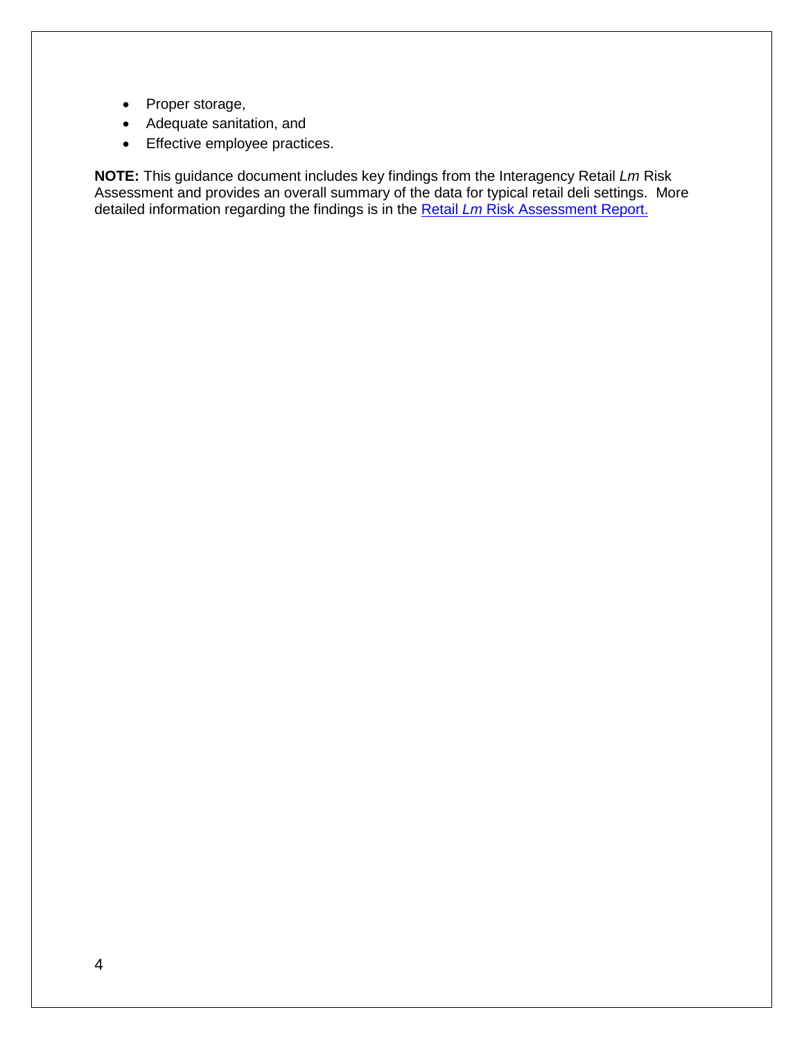- Proper storage,
- Adequate sanitation, and
- Effective employee practices.

**NOTE:** This guidance document includes key findings from the Interagency Retail *Lm* Risk Assessment and provides an overall summary of the data for typical retail deli settings. More detailed information regarding the findings is in the Retail *Lm* Risk Assessment Report.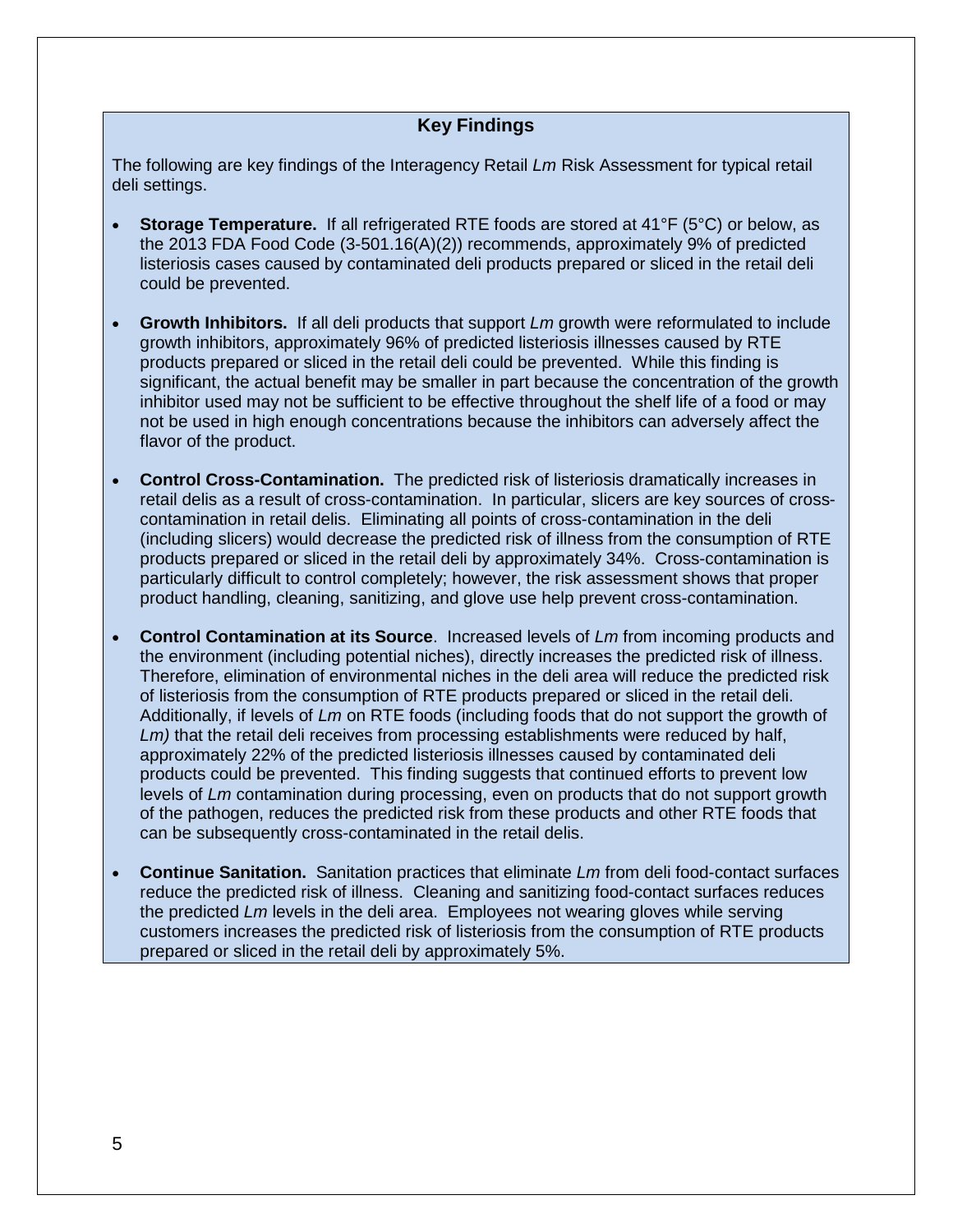## Key Findings

The following are key findings of the Interagency Retail *Lm* Risk Assessment for typical retail deli settings.

- **Storage Temperature.** If all refrigerated RTE foods are stored at 41°F (5°C) or below, as the 2013 FDA Food Code (3-501.16(A)(2)) recommends, approximately 9% of predicted listeriosis cases caused by contaminated deli products prepared or sliced in the retail deli could be prevented.
- **Growth Inhibitors.** If all deli products that support *Lm* growth were reformulated to include growth inhibitors, approximately 96% of predicted listeriosis illnesses caused by RTE products prepared or sliced in the retail deli could be prevented. While this finding is significant, the actual benefit may be smaller in part because the concentration of the growth inhibitor used may not be sufficient to be effective throughout the shelf life of a food or may not be used in high enough concentrations because the inhibitors can adversely affect the flavor of the product.
- **Control Cross-Contamination.** The predicted risk of listeriosis dramatically increases in retail delis as a result of cross-contamination. In particular, slicers are key sources of cross-contamination in retail delis. Eliminating all points of cross-contamination in the deli (including slicers) would decrease the predicted risk of illness from the consumption of RTE products prepared or sliced in the retail deli by approximately 34%. Cross-contamination is particularly difficult to control completely; however, the risk assessment shows that proper product handling, cleaning, sanitizing, and glove use help prevent cross-contamination.
- **Control Contamination at its Source**. Increased levels of *Lm* from incoming products and the environment (including potential niches), directly increases the predicted risk of illness. Therefore, elimination of environmental niches in the deli area will reduce the predicted risk of listeriosis from the consumption of RTE products prepared or sliced in the retail deli. Additionally, if levels of *Lm* on RTE foods (including foods that do not support the growth of *Lm)* that the retail deli receives from processing establishments were reduced by half, approximately 22% of the predicted listeriosis illnesses caused by contaminated deli products could be prevented. This finding suggests that continued efforts to prevent low levels of *Lm* contamination during processing, even on products that do not support growth of the pathogen, reduces the predicted risk from these products and other RTE foods that can be subsequently cross-contaminated in the retail delis.
- **Continue Sanitation.** Sanitation practices that eliminate *Lm* from deli food-contact surfaces reduce the predicted risk of illness. Cleaning and sanitizing food-contact surfaces reduces the predicted *Lm* levels in the deli area. Employees not wearing gloves while serving customers increases the predicted risk of listeriosis from the consumption of RTE products prepared or sliced in the retail deli by approximately 5%.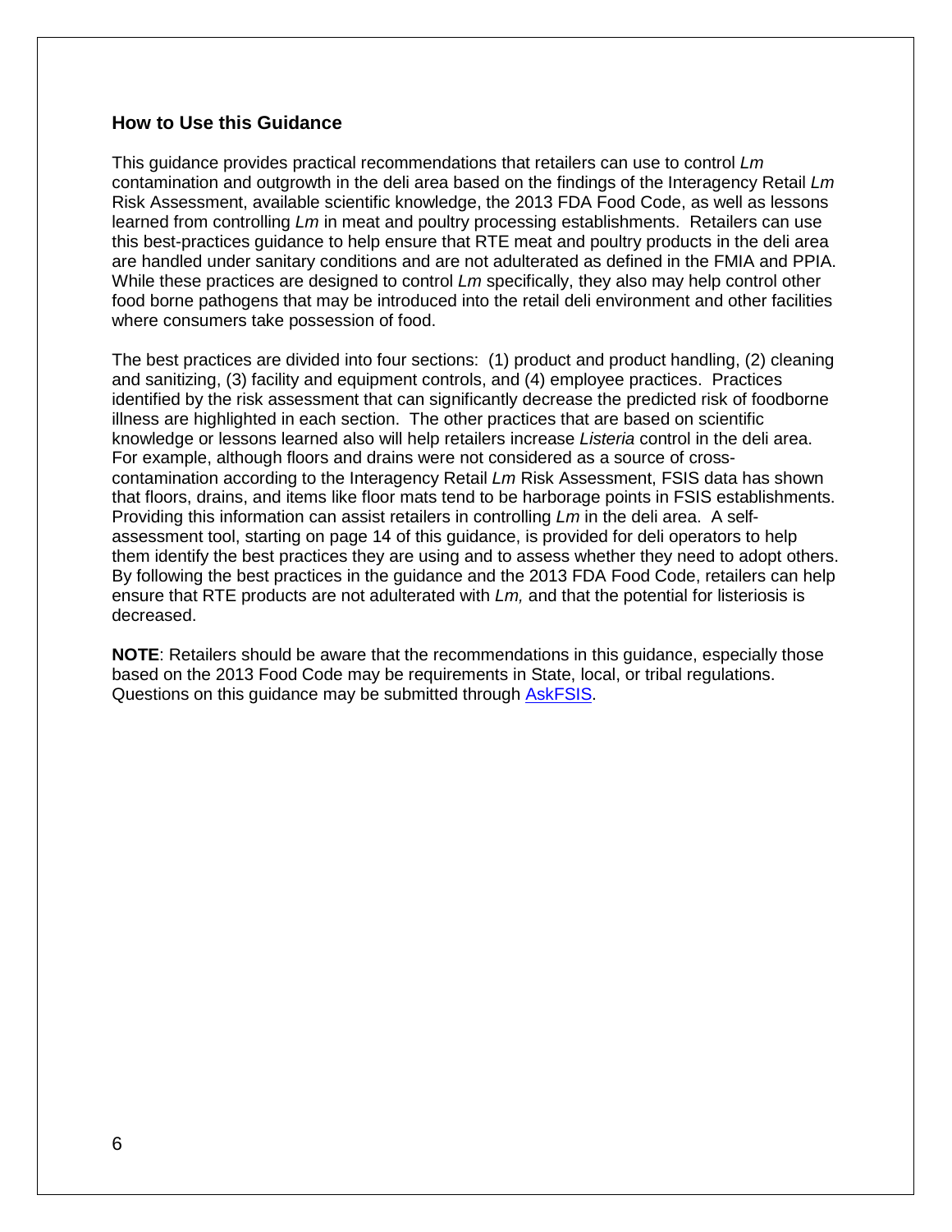## How to Use this Guidance

This guidance provides practical recommendations that retailers can use to control *Lm* contamination and outgrowth in the deli area based on the findings of the Interagency Retail *Lm* Risk Assessment, available scientific knowledge, the 2013 FDA Food Code, as well as lessons learned from controlling *Lm* in meat and poultry processing establishments. Retailers can use this best-practices guidance to help ensure that RTE meat and poultry products in the deli area are handled under sanitary conditions and are not adulterated as defined in the FMIA and PPIA. While these practices are designed to control *Lm* specifically, they also may help control other food borne pathogens that may be introduced into the retail deli environment and other facilities where consumers take possession of food.

The best practices are divided into four sections: (1) product and product handling, (2) cleaning and sanitizing, (3) facility and equipment controls, and (4) employee practices. Practices identified by the risk assessment that can significantly decrease the predicted risk of foodborne illness are highlighted in each section. The other practices that are based on scientific knowledge or lessons learned also will help retailers increase *Listeria* control in the deli area. For example, although floors and drains were not considered as a source of cross-contamination according to the Interagency Retail *Lm* Risk Assessment, FSIS data has shown that floors, drains, and items like floor mats tend to be harborage points in FSIS establishments. Providing this information can assist retailers in controlling *Lm* in the deli area. A self-assessment tool, starting on page 14 of this guidance, is provided for deli operators to help them identify the best practices they are using and to assess whether they need to adopt others. By following the best practices in the guidance and the 2013 FDA Food Code, retailers can help ensure that RTE products are not adulterated with *Lm,* and that the potential for listeriosis is decreased.

**NOTE**: Retailers should be aware that the recommendations in this guidance, especially those based on the 2013 Food Code may be requirements in State, local, or tribal regulations. Questions on this guidance may be submitted through AskFSIS.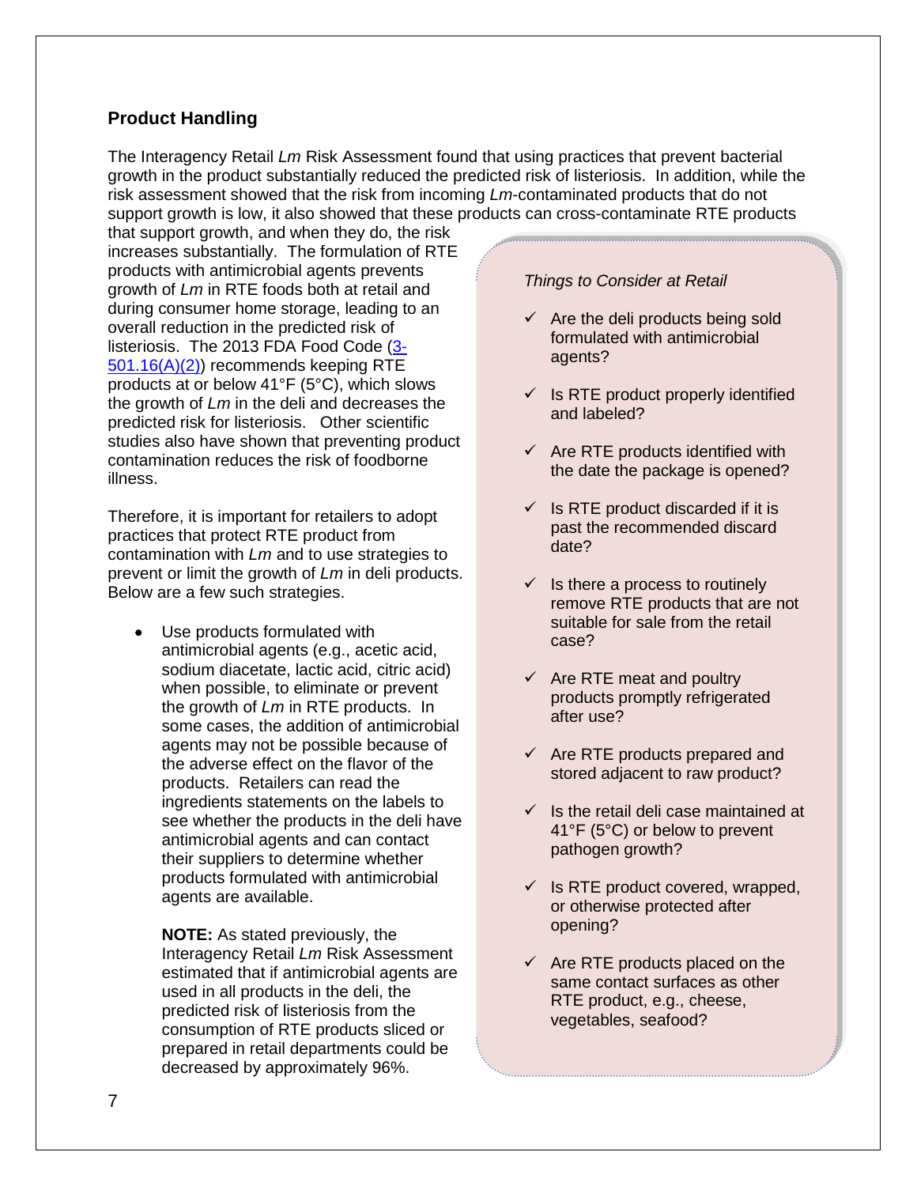## Product Handling

The Interagency Retail *Lm* Risk Assessment found that using practices that prevent bacterial growth in the product substantially reduced the predicted risk of listeriosis. In addition, while the risk assessment showed that the risk from incoming *Lm*-contaminated products that do not support growth is low, it also showed that these products can cross-contaminate RTE products that support growth, and when they do, the risk increases substantially. The formulation of RTE products with antimicrobial agents prevents growth of *Lm* in RTE foods both at retail and during consumer home storage, leading to an overall reduction in the predicted risk of listeriosis. The 2013 FDA Food Code (3-501.16(A)(2)) recommends keeping RTE products at or below 41°F (5°C), which slows the growth of *Lm* in the deli and decreases the predicted risk for listeriosis. Other scientific studies also have shown that preventing product contamination reduces the risk of foodborne illness.

Therefore, it is important for retailers to adopt practices that protect RTE product from contamination with *Lm* and to use strategies to prevent or limit the growth of *Lm* in deli products. Below are a few such strategies.

- Use products formulated with antimicrobial agents (e.g., acetic acid, sodium diacetate, lactic acid, citric acid) when possible, to eliminate or prevent the growth of *Lm* in RTE products. In some cases, the addition of antimicrobial agents may not be possible because of the adverse effect on the flavor of the products. Retailers can read the ingredients statements on the labels to see whether the products in the deli have antimicrobial agents and can contact their suppliers to determine whether products formulated with antimicrobial agents are available.

  **NOTE:** As stated previously, the Interagency Retail *Lm* Risk Assessment estimated that if antimicrobial agents are used in all products in the deli, the predicted risk of listeriosis from the consumption of RTE products sliced or prepared in retail departments could be decreased by approximately 96%.

*Things to Consider at Retail*

- ✓ Are the deli products being sold formulated with antimicrobial agents?
- ✓ Is RTE product properly identified and labeled?
- ✓ Are RTE products identified with the date the package is opened?
- ✓ Is RTE product discarded if it is past the recommended discard date?
- ✓ Is there a process to routinely remove RTE products that are not suitable for sale from the retail case?
- ✓ Are RTE meat and poultry products promptly refrigerated after use?
- ✓ Are RTE products prepared and stored adjacent to raw product?
- ✓ Is the retail deli case maintained at 41°F (5°C) or below to prevent pathogen growth?
- ✓ Is RTE product covered, wrapped, or otherwise protected after opening?
- ✓ Are RTE products placed on the same contact surfaces as other RTE product, e.g., cheese, vegetables, seafood?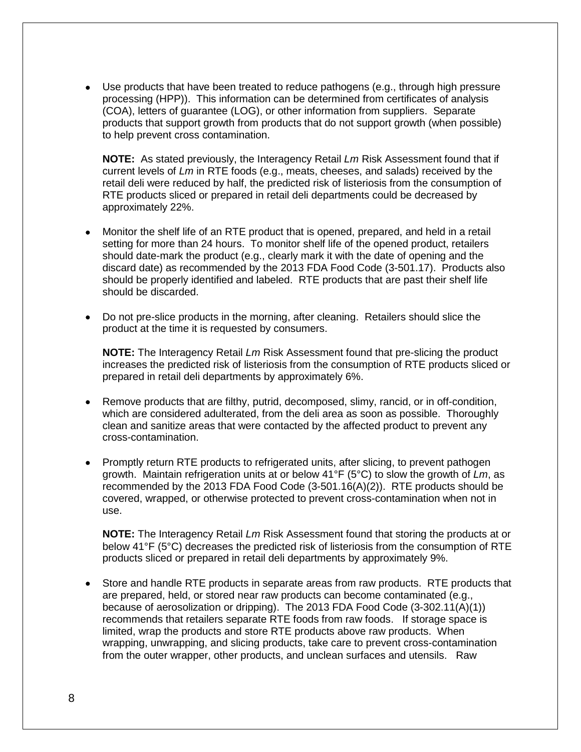- Use products that have been treated to reduce pathogens (e.g., through high pressure processing (HPP)). This information can be determined from certificates of analysis (COA), letters of guarantee (LOG), or other information from suppliers. Separate products that support growth from products that do not support growth (when possible) to help prevent cross contamination.

  **NOTE:** As stated previously, the Interagency Retail *Lm* Risk Assessment found that if current levels of *Lm* in RTE foods (e.g., meats, cheeses, and salads) received by the retail deli were reduced by half, the predicted risk of listeriosis from the consumption of RTE products sliced or prepared in retail deli departments could be decreased by approximately 22%.

- Monitor the shelf life of an RTE product that is opened, prepared, and held in a retail setting for more than 24 hours. To monitor shelf life of the opened product, retailers should date-mark the product (e.g., clearly mark it with the date of opening and the discard date) as recommended by the 2013 FDA Food Code (3-501.17). Products also should be properly identified and labeled. RTE products that are past their shelf life should be discarded.

- Do not pre-slice products in the morning, after cleaning. Retailers should slice the product at the time it is requested by consumers.

  **NOTE:** The Interagency Retail *Lm* Risk Assessment found that pre-slicing the product increases the predicted risk of listeriosis from the consumption of RTE products sliced or prepared in retail deli departments by approximately 6%.

- Remove products that are filthy, putrid, decomposed, slimy, rancid, or in off-condition, which are considered adulterated, from the deli area as soon as possible. Thoroughly clean and sanitize areas that were contacted by the affected product to prevent any cross-contamination.

- Promptly return RTE products to refrigerated units, after slicing, to prevent pathogen growth. Maintain refrigeration units at or below 41°F (5°C) to slow the growth of *Lm*, as recommended by the 2013 FDA Food Code (3-501.16(A)(2)). RTE products should be covered, wrapped, or otherwise protected to prevent cross-contamination when not in use.

  **NOTE:** The Interagency Retail *Lm* Risk Assessment found that storing the products at or below 41°F (5°C) decreases the predicted risk of listeriosis from the consumption of RTE products sliced or prepared in retail deli departments by approximately 9%.

- Store and handle RTE products in separate areas from raw products. RTE products that are prepared, held, or stored near raw products can become contaminated (e.g., because of aerosolization or dripping). The 2013 FDA Food Code (3-302.11(A)(1)) recommends that retailers separate RTE foods from raw foods. If storage space is limited, wrap the products and store RTE products above raw products. When wrapping, unwrapping, and slicing products, take care to prevent cross-contamination from the outer wrapper, other products, and unclean surfaces and utensils. Raw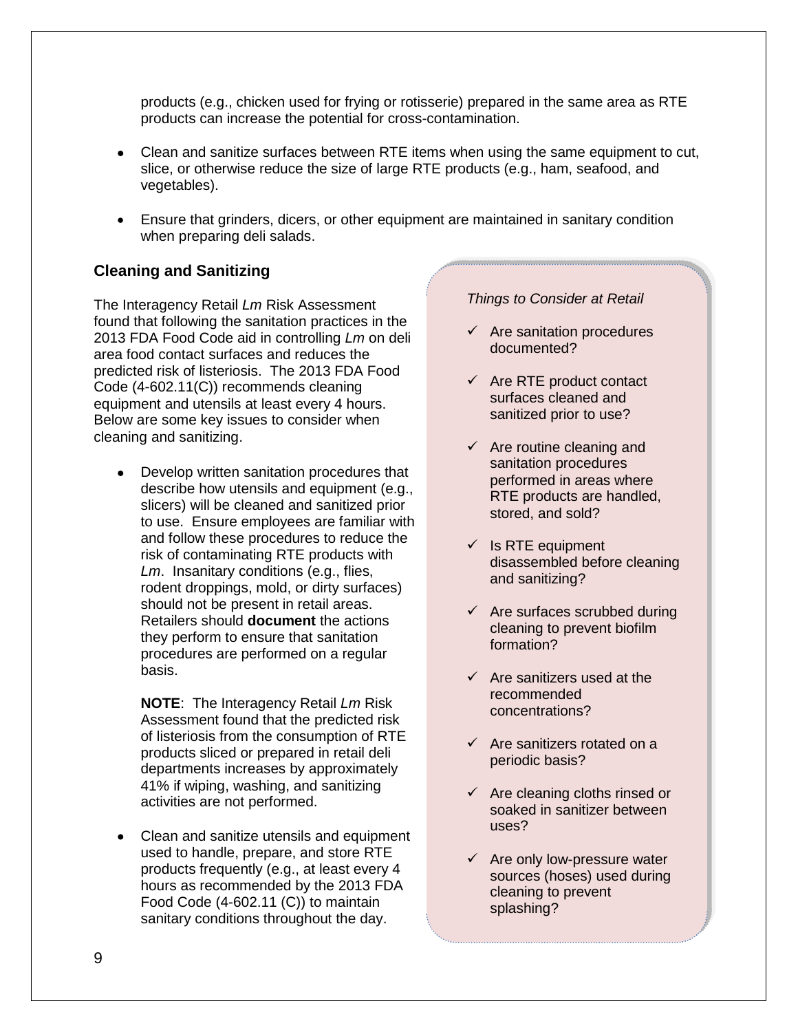products (e.g., chicken used for frying or rotisserie) prepared in the same area as RTE products can increase the potential for cross-contamination.

- Clean and sanitize surfaces between RTE items when using the same equipment to cut, slice, or otherwise reduce the size of large RTE products (e.g., ham, seafood, and vegetables).
- Ensure that grinders, dicers, or other equipment are maintained in sanitary condition when preparing deli salads.

### Cleaning and Sanitizing

The Interagency Retail *Lm* Risk Assessment found that following the sanitation practices in the 2013 FDA Food Code aid in controlling *Lm* on deli area food contact surfaces and reduces the predicted risk of listeriosis. The 2013 FDA Food Code (4-602.11(C)) recommends cleaning equipment and utensils at least every 4 hours. Below are some key issues to consider when cleaning and sanitizing.

- Develop written sanitation procedures that describe how utensils and equipment (e.g., slicers) will be cleaned and sanitized prior to use. Ensure employees are familiar with and follow these procedures to reduce the risk of contaminating RTE products with *Lm*. Insanitary conditions (e.g., flies, rodent droppings, mold, or dirty surfaces) should not be present in retail areas. Retailers should **document** the actions they perform to ensure that sanitation procedures are performed on a regular basis.

  **NOTE**: The Interagency Retail *Lm* Risk Assessment found that the predicted risk of listeriosis from the consumption of RTE products sliced or prepared in retail deli departments increases by approximately 41% if wiping, washing, and sanitizing activities are not performed.

- Clean and sanitize utensils and equipment used to handle, prepare, and store RTE products frequently (e.g., at least every 4 hours as recommended by the 2013 FDA Food Code (4-602.11 (C)) to maintain sanitary conditions throughout the day.

*Things to Consider at Retail*

- ✓ Are sanitation procedures documented?
- ✓ Are RTE product contact surfaces cleaned and sanitized prior to use?
- ✓ Are routine cleaning and sanitation procedures performed in areas where RTE products are handled, stored, and sold?
- ✓ Is RTE equipment disassembled before cleaning and sanitizing?
- ✓ Are surfaces scrubbed during cleaning to prevent biofilm formation?
- ✓ Are sanitizers used at the recommended concentrations?
- ✓ Are sanitizers rotated on a periodic basis?
- ✓ Are cleaning cloths rinsed or soaked in sanitizer between uses?
- ✓ Are only low-pressure water sources (hoses) used during cleaning to prevent splashing?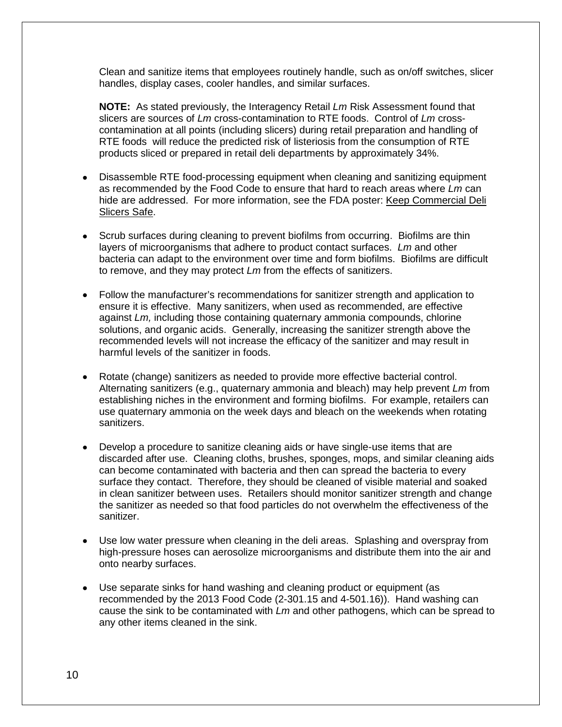Clean and sanitize items that employees routinely handle, such as on/off switches, slicer handles, display cases, cooler handles, and similar surfaces.

**NOTE:** As stated previously, the Interagency Retail *Lm* Risk Assessment found that slicers are sources of *Lm* cross-contamination to RTE foods. Control of *Lm* cross-contamination at all points (including slicers) during retail preparation and handling of RTE foods will reduce the predicted risk of listeriosis from the consumption of RTE products sliced or prepared in retail deli departments by approximately 34%.

- Disassemble RTE food-processing equipment when cleaning and sanitizing equipment as recommended by the Food Code to ensure that hard to reach areas where *Lm* can hide are addressed. For more information, see the FDA poster: Keep Commercial Deli Slicers Safe.
- Scrub surfaces during cleaning to prevent biofilms from occurring. Biofilms are thin layers of microorganisms that adhere to product contact surfaces. *Lm* and other bacteria can adapt to the environment over time and form biofilms. Biofilms are difficult to remove, and they may protect *Lm* from the effects of sanitizers.
- Follow the manufacturer's recommendations for sanitizer strength and application to ensure it is effective. Many sanitizers, when used as recommended, are effective against *Lm,* including those containing quaternary ammonia compounds, chlorine solutions, and organic acids. Generally, increasing the sanitizer strength above the recommended levels will not increase the efficacy of the sanitizer and may result in harmful levels of the sanitizer in foods.
- Rotate (change) sanitizers as needed to provide more effective bacterial control. Alternating sanitizers (e.g., quaternary ammonia and bleach) may help prevent *Lm* from establishing niches in the environment and forming biofilms. For example, retailers can use quaternary ammonia on the week days and bleach on the weekends when rotating sanitizers.
- Develop a procedure to sanitize cleaning aids or have single-use items that are discarded after use. Cleaning cloths, brushes, sponges, mops, and similar cleaning aids can become contaminated with bacteria and then can spread the bacteria to every surface they contact. Therefore, they should be cleaned of visible material and soaked in clean sanitizer between uses. Retailers should monitor sanitizer strength and change the sanitizer as needed so that food particles do not overwhelm the effectiveness of the sanitizer.
- Use low water pressure when cleaning in the deli areas. Splashing and overspray from high-pressure hoses can aerosolize microorganisms and distribute them into the air and onto nearby surfaces.
- Use separate sinks for hand washing and cleaning product or equipment (as recommended by the 2013 Food Code (2-301.15 and 4-501.16)). Hand washing can cause the sink to be contaminated with *Lm* and other pathogens, which can be spread to any other items cleaned in the sink.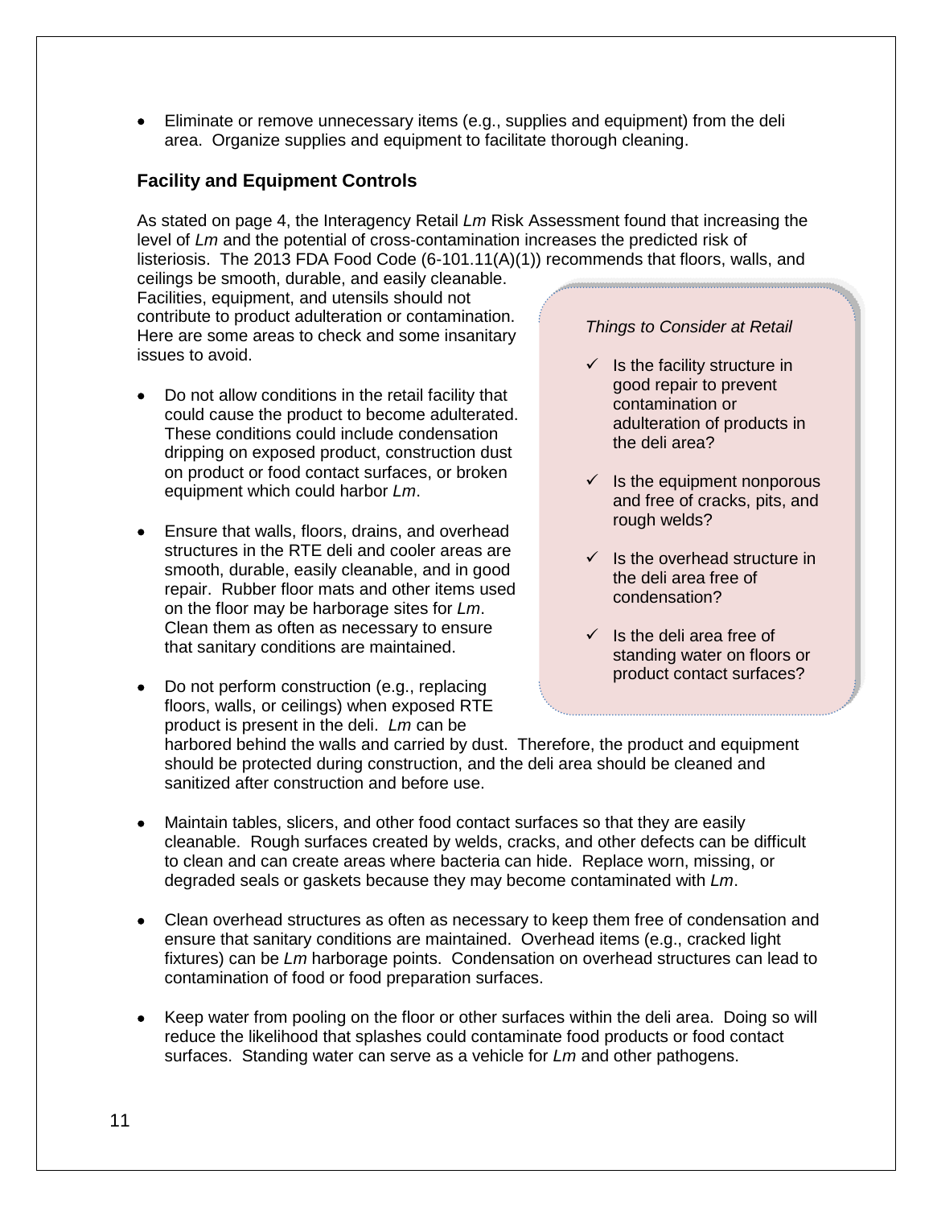- Eliminate or remove unnecessary items (e.g., supplies and equipment) from the deli area. Organize supplies and equipment to facilitate thorough cleaning.

### Facility and Equipment Controls

As stated on page 4, the Interagency Retail *Lm* Risk Assessment found that increasing the level of *Lm* and the potential of cross-contamination increases the predicted risk of listeriosis. The 2013 FDA Food Code (6-101.11(A)(1)) recommends that floors, walls, and ceilings be smooth, durable, and easily cleanable. Facilities, equipment, and utensils should not contribute to product adulteration or contamination. Here are some areas to check and some insanitary issues to avoid.

- Do not allow conditions in the retail facility that could cause the product to become adulterated. These conditions could include condensation dripping on exposed product, construction dust on product or food contact surfaces, or broken equipment which could harbor *Lm*.
- Ensure that walls, floors, drains, and overhead structures in the RTE deli and cooler areas are smooth, durable, easily cleanable, and in good repair. Rubber floor mats and other items used on the floor may be harborage sites for *Lm*. Clean them as often as necessary to ensure that sanitary conditions are maintained.
- Do not perform construction (e.g., replacing floors, walls, or ceilings) when exposed RTE product is present in the deli. *Lm* can be harbored behind the walls and carried by dust. Therefore, the product and equipment should be protected during construction, and the deli area should be cleaned and sanitized after construction and before use.
- Maintain tables, slicers, and other food contact surfaces so that they are easily cleanable. Rough surfaces created by welds, cracks, and other defects can be difficult to clean and can create areas where bacteria can hide. Replace worn, missing, or degraded seals or gaskets because they may become contaminated with *Lm*.
- Clean overhead structures as often as necessary to keep them free of condensation and ensure that sanitary conditions are maintained. Overhead items (e.g., cracked light fixtures) can be *Lm* harborage points. Condensation on overhead structures can lead to contamination of food or food preparation surfaces.
- Keep water from pooling on the floor or other surfaces within the deli area. Doing so will reduce the likelihood that splashes could contaminate food products or food contact surfaces. Standing water can serve as a vehicle for *Lm* and other pathogens.

*Things to Consider at Retail*

- ✓ Is the facility structure in good repair to prevent contamination or adulteration of products in the deli area?
- ✓ Is the equipment nonporous and free of cracks, pits, and rough welds?
- ✓ Is the overhead structure in the deli area free of condensation?
- ✓ Is the deli area free of standing water on floors or product contact surfaces?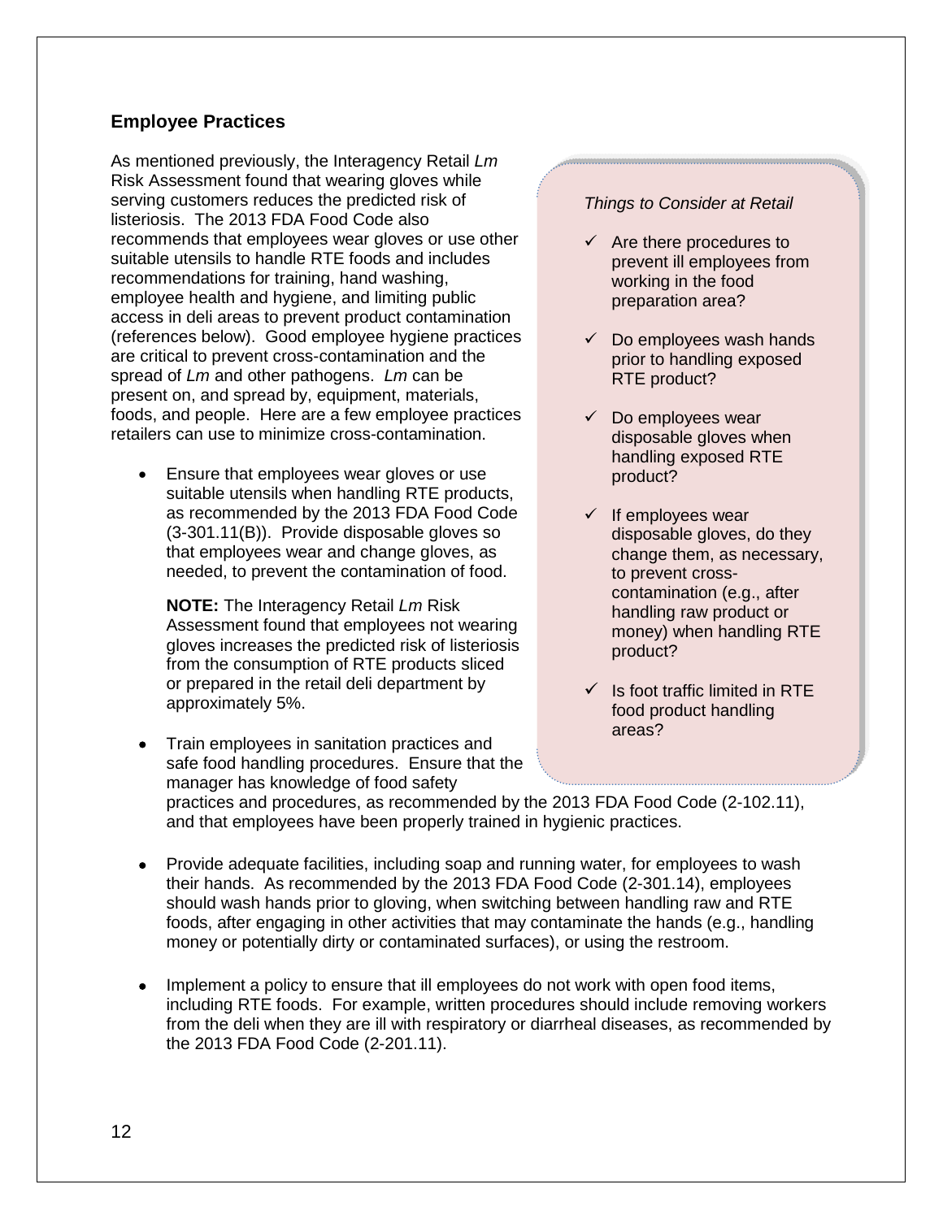## Employee Practices

As mentioned previously, the Interagency Retail *Lm* Risk Assessment found that wearing gloves while serving customers reduces the predicted risk of listeriosis. The 2013 FDA Food Code also recommends that employees wear gloves or use other suitable utensils to handle RTE foods and includes recommendations for training, hand washing, employee health and hygiene, and limiting public access in deli areas to prevent product contamination (references below). Good employee hygiene practices are critical to prevent cross-contamination and the spread of *Lm* and other pathogens. *Lm* can be present on, and spread by, equipment, materials, foods, and people. Here are a few employee practices retailers can use to minimize cross-contamination.

- Ensure that employees wear gloves or use suitable utensils when handling RTE products, as recommended by the 2013 FDA Food Code (3-301.11(B)). Provide disposable gloves so that employees wear and change gloves, as needed, to prevent the contamination of food.

  **NOTE:** The Interagency Retail *Lm* Risk Assessment found that employees not wearing gloves increases the predicted risk of listeriosis from the consumption of RTE products sliced or prepared in the retail deli department by approximately 5%.

- Train employees in sanitation practices and safe food handling procedures. Ensure that the manager has knowledge of food safety practices and procedures, as recommended by the 2013 FDA Food Code (2-102.11), and that employees have been properly trained in hygienic practices.

- Provide adequate facilities, including soap and running water, for employees to wash their hands. As recommended by the 2013 FDA Food Code (2-301.14), employees should wash hands prior to gloving, when switching between handling raw and RTE foods, after engaging in other activities that may contaminate the hands (e.g., handling money or potentially dirty or contaminated surfaces), or using the restroom.

- Implement a policy to ensure that ill employees do not work with open food items, including RTE foods. For example, written procedures should include removing workers from the deli when they are ill with respiratory or diarrheal diseases, as recommended by the 2013 FDA Food Code (2-201.11).

*Things to Consider at Retail*

- ✓ Are there procedures to prevent ill employees from working in the food preparation area?
- ✓ Do employees wash hands prior to handling exposed RTE product?
- ✓ Do employees wear disposable gloves when handling exposed RTE product?
- ✓ If employees wear disposable gloves, do they change them, as necessary, to prevent cross-contamination (e.g., after handling raw product or money) when handling RTE product?
- ✓ Is foot traffic limited in RTE food product handling areas?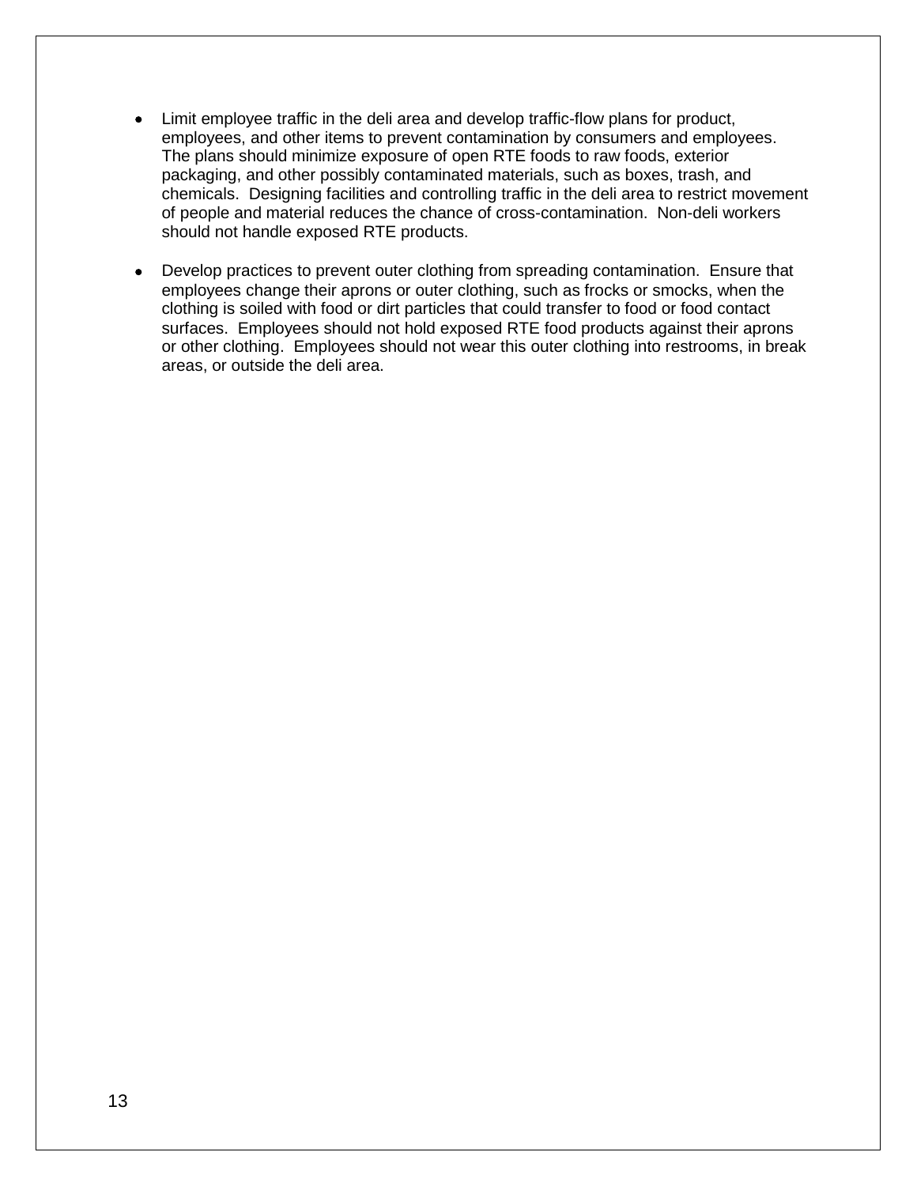- Limit employee traffic in the deli area and develop traffic-flow plans for product, employees, and other items to prevent contamination by consumers and employees. The plans should minimize exposure of open RTE foods to raw foods, exterior packaging, and other possibly contaminated materials, such as boxes, trash, and chemicals. Designing facilities and controlling traffic in the deli area to restrict movement of people and material reduces the chance of cross-contamination. Non-deli workers should not handle exposed RTE products.

- Develop practices to prevent outer clothing from spreading contamination. Ensure that employees change their aprons or outer clothing, such as frocks or smocks, when the clothing is soiled with food or dirt particles that could transfer to food or food contact surfaces. Employees should not hold exposed RTE food products against their aprons or other clothing. Employees should not wear this outer clothing into restrooms, in break areas, or outside the deli area.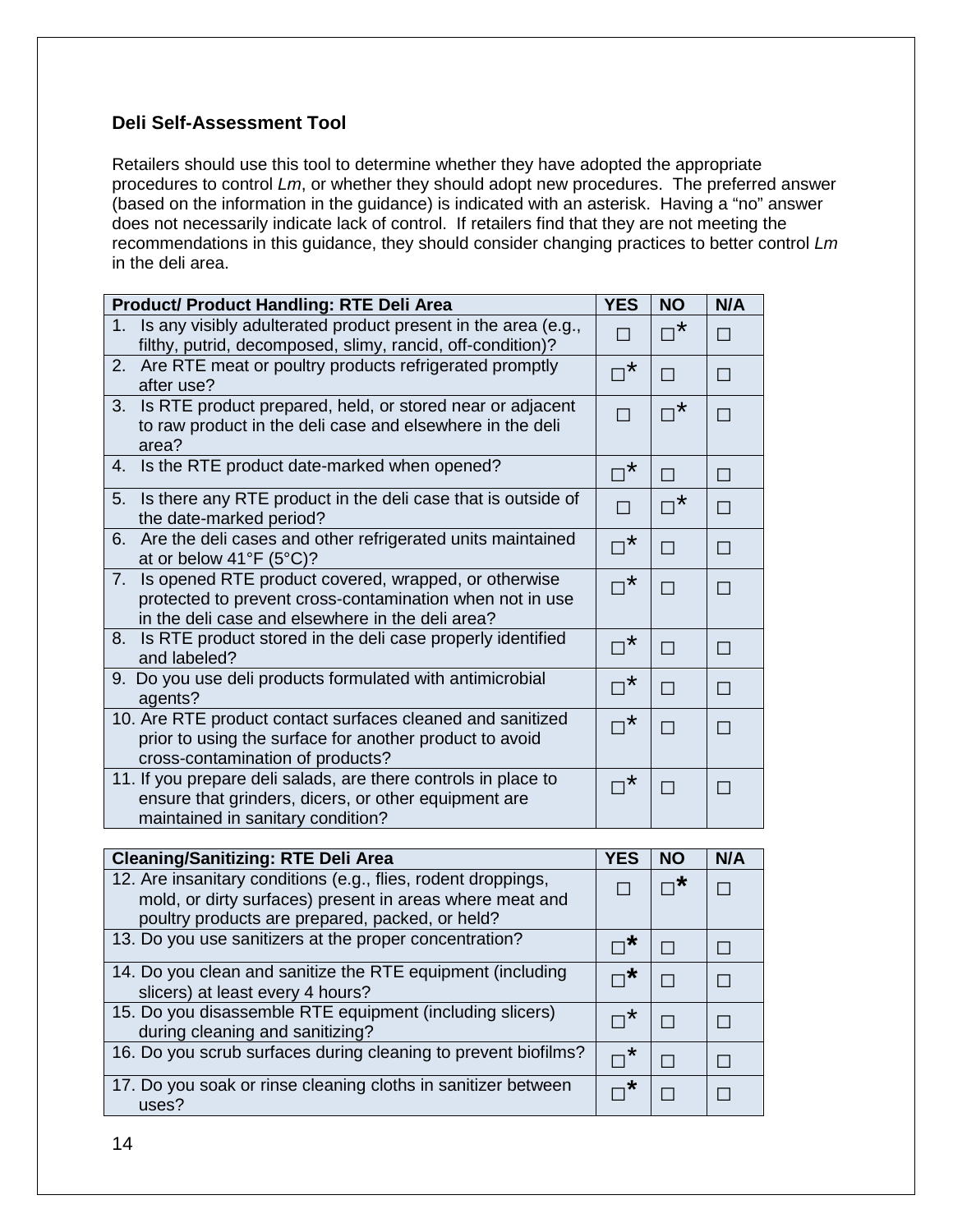### Deli Self-Assessment Tool

Retailers should use this tool to determine whether they have adopted the appropriate procedures to control *Lm*, or whether they should adopt new procedures. The preferred answer (based on the information in the guidance) is indicated with an asterisk. Having a "no" answer does not necessarily indicate lack of control. If retailers find that they are not meeting the recommendations in this guidance, they should consider changing practices to better control *Lm* in the deli area.

| **Product/ Product Handling: RTE Deli Area** | **YES** | **NO** | **N/A** |
|---|---|---|---|
| 1. Is any visibly adulterated product present in the area (e.g., filthy, putrid, decomposed, slimy, rancid, off-condition)? | ☐ | ☐* | ☐ |
| 2. Are RTE meat or poultry products refrigerated promptly after use? | ☐* | ☐ | ☐ |
| 3. Is RTE product prepared, held, or stored near or adjacent to raw product in the deli case and elsewhere in the deli area? | ☐ | ☐* | ☐ |
| 4. Is the RTE product date-marked when opened? | ☐* | ☐ | ☐ |
| 5. Is there any RTE product in the deli case that is outside of the date-marked period? | ☐ | ☐* | ☐ |
| 6. Are the deli cases and other refrigerated units maintained at or below 41°F (5°C)? | ☐* | ☐ | ☐ |
| 7. Is opened RTE product covered, wrapped, or otherwise protected to prevent cross-contamination when not in use in the deli case and elsewhere in the deli area? | ☐* | ☐ | ☐ |
| 8. Is RTE product stored in the deli case properly identified and labeled? | ☐* | ☐ | ☐ |
| 9. Do you use deli products formulated with antimicrobial agents? | ☐* | ☐ | ☐ |
| 10. Are RTE product contact surfaces cleaned and sanitized prior to using the surface for another product to avoid cross-contamination of products? | ☐* | ☐ | ☐ |
| 11. If you prepare deli salads, are there controls in place to ensure that grinders, dicers, or other equipment are maintained in sanitary condition? | ☐* | ☐ | ☐ |

| **Cleaning/Sanitizing: RTE Deli Area** | **YES** | **NO** | **N/A** |
|---|---|---|---|
| 12. Are insanitary conditions (e.g., flies, rodent droppings, mold, or dirty surfaces) present in areas where meat and poultry products are prepared, packed, or held? | ☐ | ☐* | ☐ |
| 13. Do you use sanitizers at the proper concentration? | ☐* | ☐ | ☐ |
| 14. Do you clean and sanitize the RTE equipment (including slicers) at least every 4 hours? | ☐* | ☐ | ☐ |
| 15. Do you disassemble RTE equipment (including slicers) during cleaning and sanitizing? | ☐* | ☐ | ☐ |
| 16. Do you scrub surfaces during cleaning to prevent biofilms? | ☐* | ☐ | ☐ |
| 17. Do you soak or rinse cleaning cloths in sanitizer between uses? | ☐* | ☐ | ☐ |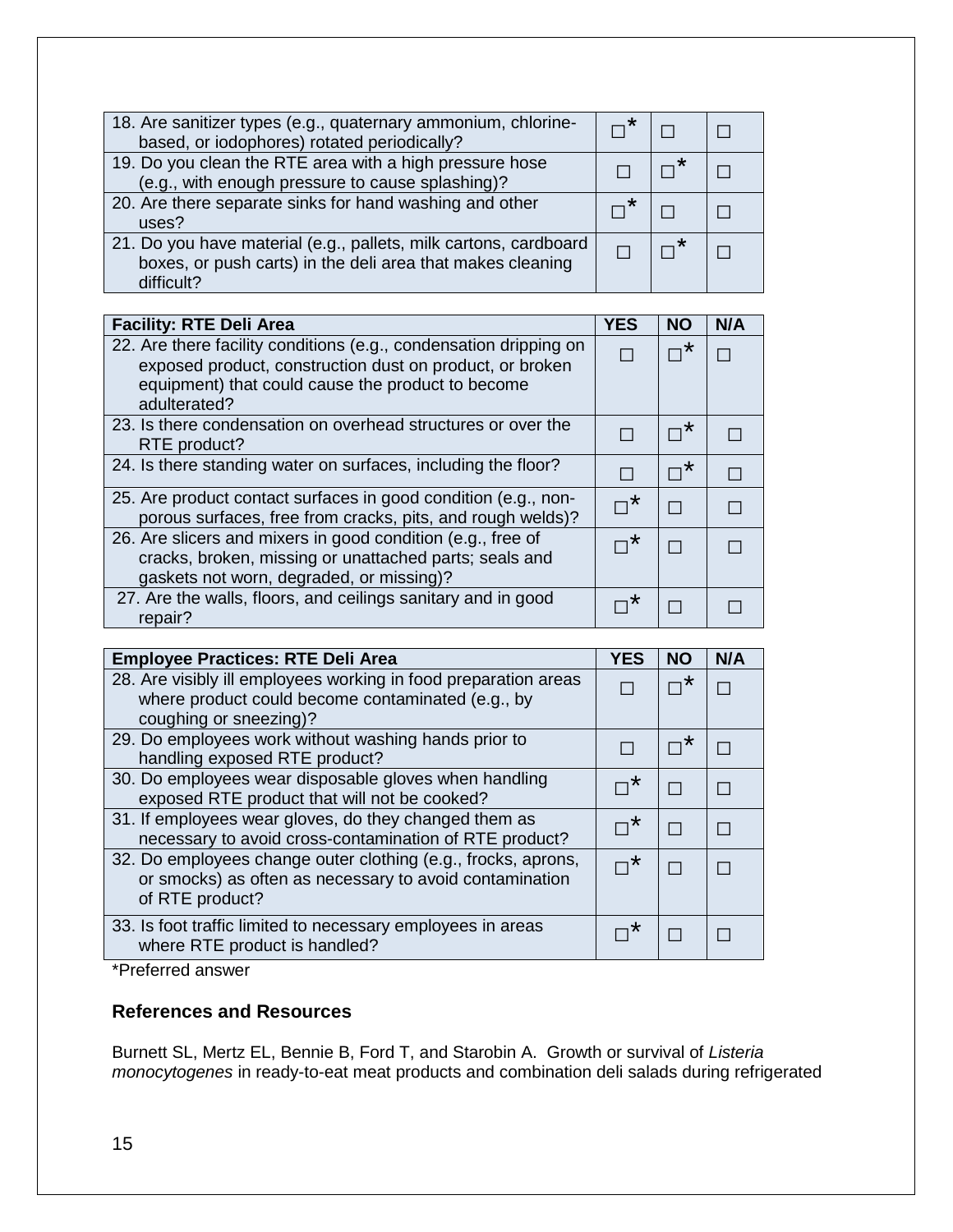| | | | |
|---|---|---|---|
| 18. Are sanitizer types (e.g., quaternary ammonium, chlorine-based, or iodophores) rotated periodically? | ☐* | ☐ | ☐ |
| 19. Do you clean the RTE area with a high pressure hose (e.g., with enough pressure to cause splashing)? | ☐ | ☐* | ☐ |
| 20. Are there separate sinks for hand washing and other uses? | ☐* | ☐ | ☐ |
| 21. Do you have material (e.g., pallets, milk cartons, cardboard boxes, or push carts) in the deli area that makes cleaning difficult? | ☐ | ☐* | ☐ |

| **Facility: RTE Deli Area** | **YES** | **NO** | **N/A** |
|---|---|---|---|
| 22. Are there facility conditions (e.g., condensation dripping on exposed product, construction dust on product, or broken equipment) that could cause the product to become adulterated? | ☐ | ☐* | ☐ |
| 23. Is there condensation on overhead structures or over the RTE product? | ☐ | ☐* | ☐ |
| 24. Is there standing water on surfaces, including the floor? | ☐ | ☐* | ☐ |
| 25. Are product contact surfaces in good condition (e.g., non-porous surfaces, free from cracks, pits, and rough welds)? | ☐* | ☐ | ☐ |
| 26. Are slicers and mixers in good condition (e.g., free of cracks, broken, missing or unattached parts; seals and gaskets not worn, degraded, or missing)? | ☐* | ☐ | ☐ |
| 27. Are the walls, floors, and ceilings sanitary and in good repair? | ☐* | ☐ | ☐ |

| **Employee Practices: RTE Deli Area** | **YES** | **NO** | **N/A** |
|---|---|---|---|
| 28. Are visibly ill employees working in food preparation areas where product could become contaminated (e.g., by coughing or sneezing)? | ☐ | ☐* | ☐ |
| 29. Do employees work without washing hands prior to handling exposed RTE product? | ☐ | ☐* | ☐ |
| 30. Do employees wear disposable gloves when handling exposed RTE product that will not be cooked? | ☐* | ☐ | ☐ |
| 31. If employees wear gloves, do they changed them as necessary to avoid cross-contamination of RTE product? | ☐* | ☐ | ☐ |
| 32. Do employees change outer clothing (e.g., frocks, aprons, or smocks) as often as necessary to avoid contamination of RTE product? | ☐* | ☐ | ☐ |
| 33. Is foot traffic limited to necessary employees in areas where RTE product is handled? | ☐* | ☐ | ☐ |

*Preferred answer

### References and Resources

Burnett SL, Mertz EL, Bennie B, Ford T, and Starobin A. Growth or survival of *Listeria monocytogenes* in ready-to-eat meat products and combination deli salads during refrigerated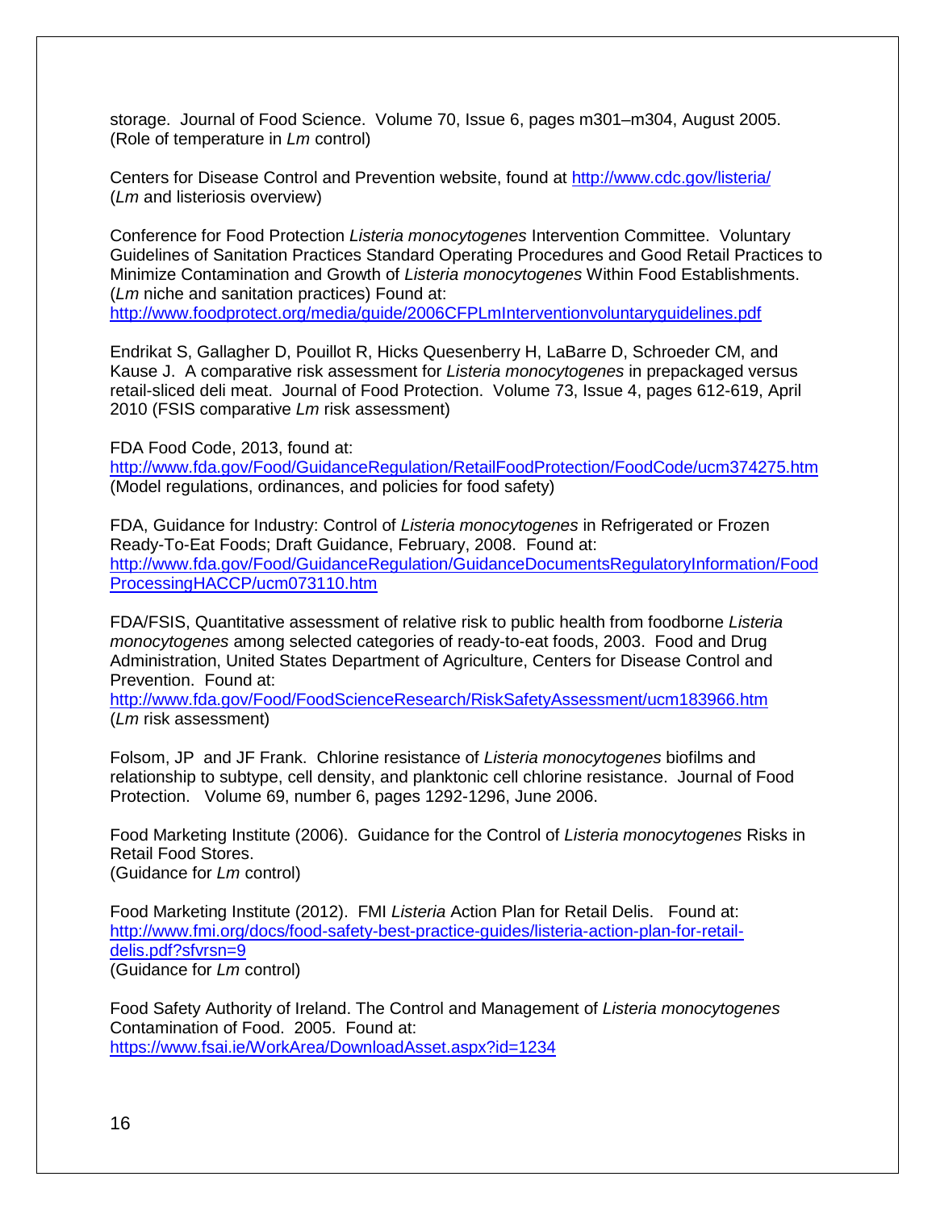storage. Journal of Food Science. Volume 70, Issue 6, pages m301–m304, August 2005. (Role of temperature in *Lm* control)

Centers for Disease Control and Prevention website, found at http://www.cdc.gov/listeria/ (*Lm* and listeriosis overview)

Conference for Food Protection *Listeria monocytogenes* Intervention Committee. Voluntary Guidelines of Sanitation Practices Standard Operating Procedures and Good Retail Practices to Minimize Contamination and Growth of *Listeria monocytogenes* Within Food Establishments. (*Lm* niche and sanitation practices) Found at: http://www.foodprotect.org/media/guide/2006CFPLmInterventionvoluntaryguidelines.pdf

Endrikat S, Gallagher D, Pouillot R, Hicks Quesenberry H, LaBarre D, Schroeder CM, and Kause J. A comparative risk assessment for *Listeria monocytogenes* in prepackaged versus retail-sliced deli meat. Journal of Food Protection. Volume 73, Issue 4, pages 612-619, April 2010 (FSIS comparative *Lm* risk assessment)

FDA Food Code, 2013, found at: http://www.fda.gov/Food/GuidanceRegulation/RetailFoodProtection/FoodCode/ucm374275.htm (Model regulations, ordinances, and policies for food safety)

FDA, Guidance for Industry: Control of *Listeria monocytogenes* in Refrigerated or Frozen Ready-To-Eat Foods; Draft Guidance, February, 2008. Found at: http://www.fda.gov/Food/GuidanceRegulation/GuidanceDocumentsRegulatoryInformation/FoodProcessingHACCP/ucm073110.htm

FDA/FSIS, Quantitative assessment of relative risk to public health from foodborne *Listeria monocytogenes* among selected categories of ready-to-eat foods, 2003. Food and Drug Administration, United States Department of Agriculture, Centers for Disease Control and Prevention. Found at: http://www.fda.gov/Food/FoodScienceResearch/RiskSafetyAssessment/ucm183966.htm (*Lm* risk assessment)

Folsom, JP and JF Frank. Chlorine resistance of *Listeria monocytogenes* biofilms and relationship to subtype, cell density, and planktonic cell chlorine resistance. Journal of Food Protection. Volume 69, number 6, pages 1292-1296, June 2006.

Food Marketing Institute (2006). Guidance for the Control of *Listeria monocytogenes* Risks in Retail Food Stores. (Guidance for *Lm* control)

Food Marketing Institute (2012). FMI *Listeria* Action Plan for Retail Delis. Found at: http://www.fmi.org/docs/food-safety-best-practice-guides/listeria-action-plan-for-retail-delis.pdf?sfvrsn=9 (Guidance for *Lm* control)

Food Safety Authority of Ireland. The Control and Management of *Listeria monocytogenes* Contamination of Food. 2005. Found at: https://www.fsai.ie/WorkArea/DownloadAsset.aspx?id=1234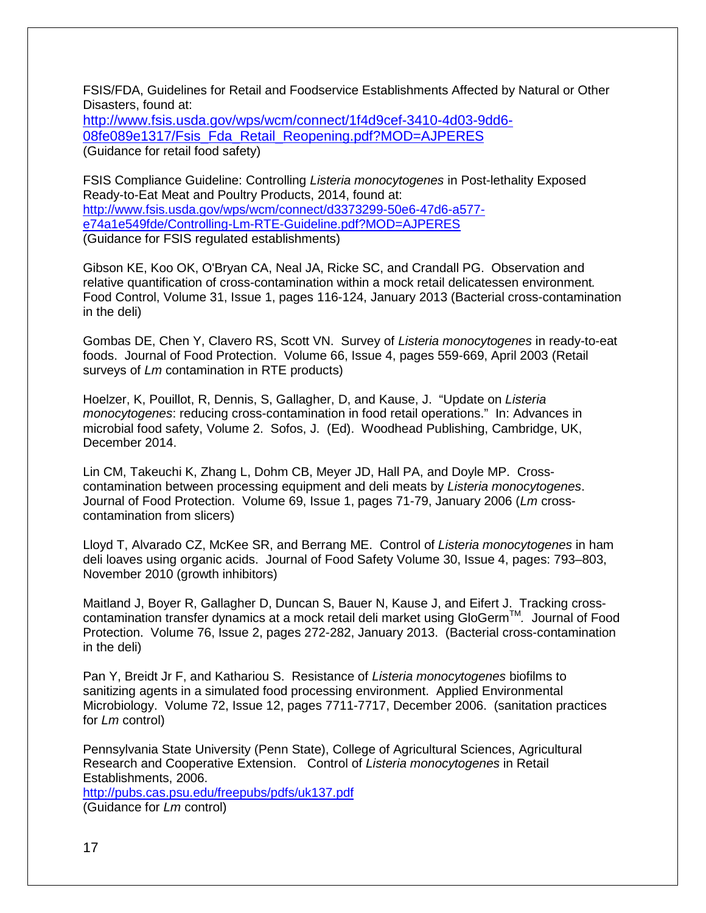FSIS/FDA, Guidelines for Retail and Foodservice Establishments Affected by Natural or Other Disasters, found at:
http://www.fsis.usda.gov/wps/wcm/connect/1f4d9cef-3410-4d03-9dd6-08fe089e1317/Fsis_Fda_Retail_Reopening.pdf?MOD=AJPERES
(Guidance for retail food safety)

FSIS Compliance Guideline: Controlling *Listeria monocytogenes* in Post-lethality Exposed Ready-to-Eat Meat and Poultry Products, 2014, found at:
http://www.fsis.usda.gov/wps/wcm/connect/d3373299-50e6-47d6-a577-e74a1e549fde/Controlling-Lm-RTE-Guideline.pdf?MOD=AJPERES
(Guidance for FSIS regulated establishments)

Gibson KE, Koo OK, O'Bryan CA, Neal JA, Ricke SC, and Crandall PG. Observation and relative quantification of cross-contamination within a mock retail delicatessen environment. Food Control, Volume 31, Issue 1, pages 116-124, January 2013 (Bacterial cross-contamination in the deli)

Gombas DE, Chen Y, Clavero RS, Scott VN. Survey of *Listeria monocytogenes* in ready-to-eat foods. Journal of Food Protection. Volume 66, Issue 4, pages 559-669, April 2003 (Retail surveys of *Lm* contamination in RTE products)

Hoelzer, K, Pouillot, R, Dennis, S, Gallagher, D, and Kause, J. "Update on *Listeria monocytogenes*: reducing cross-contamination in food retail operations." In: Advances in microbial food safety, Volume 2. Sofos, J. (Ed). Woodhead Publishing, Cambridge, UK, December 2014.

Lin CM, Takeuchi K, Zhang L, Dohm CB, Meyer JD, Hall PA, and Doyle MP. Cross-contamination between processing equipment and deli meats by *Listeria monocytogenes*. Journal of Food Protection. Volume 69, Issue 1, pages 71-79, January 2006 (*Lm* cross-contamination from slicers)

Lloyd T, Alvarado CZ, McKee SR, and Berrang ME. Control of *Listeria monocytogenes* in ham deli loaves using organic acids. Journal of Food Safety Volume 30, Issue 4, pages: 793–803, November 2010 (growth inhibitors)

Maitland J, Boyer R, Gallagher D, Duncan S, Bauer N, Kause J, and Eifert J. Tracking cross-contamination transfer dynamics at a mock retail deli market using GloGerm™. Journal of Food Protection. Volume 76, Issue 2, pages 272-282, January 2013. (Bacterial cross-contamination in the deli)

Pan Y, Breidt Jr F, and Kathariou S. Resistance of *Listeria monocytogenes* biofilms to sanitizing agents in a simulated food processing environment. Applied Environmental Microbiology. Volume 72, Issue 12, pages 7711-7717, December 2006. (sanitation practices for *Lm* control)

Pennsylvania State University (Penn State), College of Agricultural Sciences, Agricultural Research and Cooperative Extension. Control of *Listeria monocytogenes* in Retail Establishments, 2006.
http://pubs.cas.psu.edu/freepubs/pdfs/uk137.pdf
(Guidance for *Lm* control)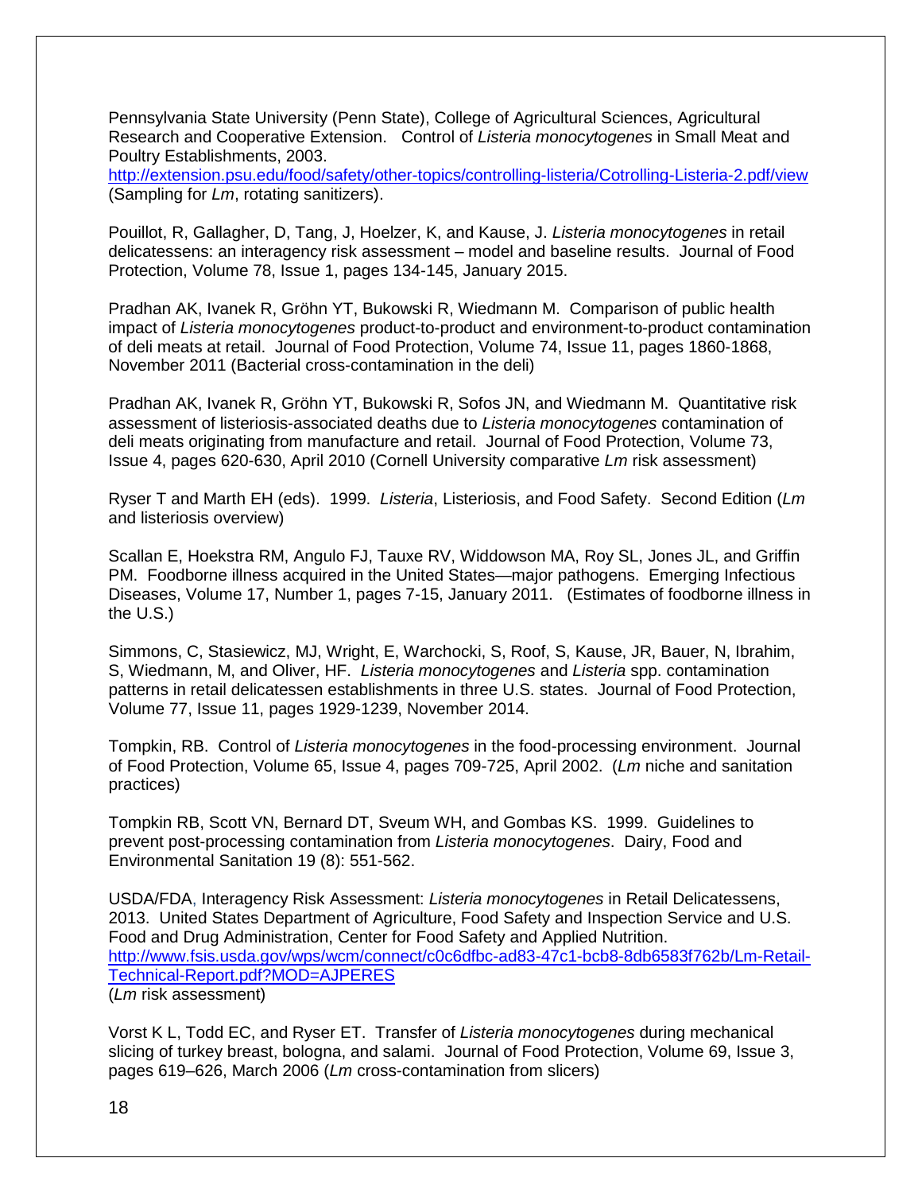Pennsylvania State University (Penn State), College of Agricultural Sciences, Agricultural Research and Cooperative Extension. Control of *Listeria monocytogenes* in Small Meat and Poultry Establishments, 2003.
http://extension.psu.edu/food/safety/other-topics/controlling-listeria/Cotrolling-Listeria-2.pdf/view
(Sampling for *Lm*, rotating sanitizers).

Pouillot, R, Gallagher, D, Tang, J, Hoelzer, K, and Kause, J. *Listeria monocytogenes* in retail delicatessens: an interagency risk assessment – model and baseline results. Journal of Food Protection, Volume 78, Issue 1, pages 134-145, January 2015.

Pradhan AK, Ivanek R, Gröhn YT, Bukowski R, Wiedmann M. Comparison of public health impact of *Listeria monocytogenes* product-to-product and environment-to-product contamination of deli meats at retail. Journal of Food Protection, Volume 74, Issue 11, pages 1860-1868, November 2011 (Bacterial cross-contamination in the deli)

Pradhan AK, Ivanek R, Gröhn YT, Bukowski R, Sofos JN, and Wiedmann M. Quantitative risk assessment of listeriosis-associated deaths due to *Listeria monocytogenes* contamination of deli meats originating from manufacture and retail. Journal of Food Protection, Volume 73, Issue 4, pages 620-630, April 2010 (Cornell University comparative *Lm* risk assessment)

Ryser T and Marth EH (eds). 1999. *Listeria*, Listeriosis, and Food Safety. Second Edition (*Lm* and listeriosis overview)

Scallan E, Hoekstra RM, Angulo FJ, Tauxe RV, Widdowson MA, Roy SL, Jones JL, and Griffin PM. Foodborne illness acquired in the United States—major pathogens. Emerging Infectious Diseases, Volume 17, Number 1, pages 7-15, January 2011. (Estimates of foodborne illness in the U.S.)

Simmons, C, Stasiewicz, MJ, Wright, E, Warchocki, S, Roof, S, Kause, JR, Bauer, N, Ibrahim, S, Wiedmann, M, and Oliver, HF. *Listeria monocytogenes* and *Listeria* spp. contamination patterns in retail delicatessen establishments in three U.S. states. Journal of Food Protection, Volume 77, Issue 11, pages 1929-1239, November 2014.

Tompkin, RB. Control of *Listeria monocytogenes* in the food-processing environment. Journal of Food Protection, Volume 65, Issue 4, pages 709-725, April 2002. (*Lm* niche and sanitation practices)

Tompkin RB, Scott VN, Bernard DT, Sveum WH, and Gombas KS. 1999. Guidelines to prevent post-processing contamination from *Listeria monocytogenes*. Dairy, Food and Environmental Sanitation 19 (8): 551-562.

USDA/FDA, Interagency Risk Assessment: *Listeria monocytogenes* in Retail Delicatessens, 2013. United States Department of Agriculture, Food Safety and Inspection Service and U.S. Food and Drug Administration, Center for Food Safety and Applied Nutrition.
http://www.fsis.usda.gov/wps/wcm/connect/c0c6dfbc-ad83-47c1-bcb8-8db6583f762b/Lm-Retail-Technical-Report.pdf?MOD=AJPERES
(*Lm* risk assessment)

Vorst K L, Todd EC, and Ryser ET. Transfer of *Listeria monocytogenes* during mechanical slicing of turkey breast, bologna, and salami. Journal of Food Protection, Volume 69, Issue 3, pages 619–626, March 2006 (*Lm* cross-contamination from slicers)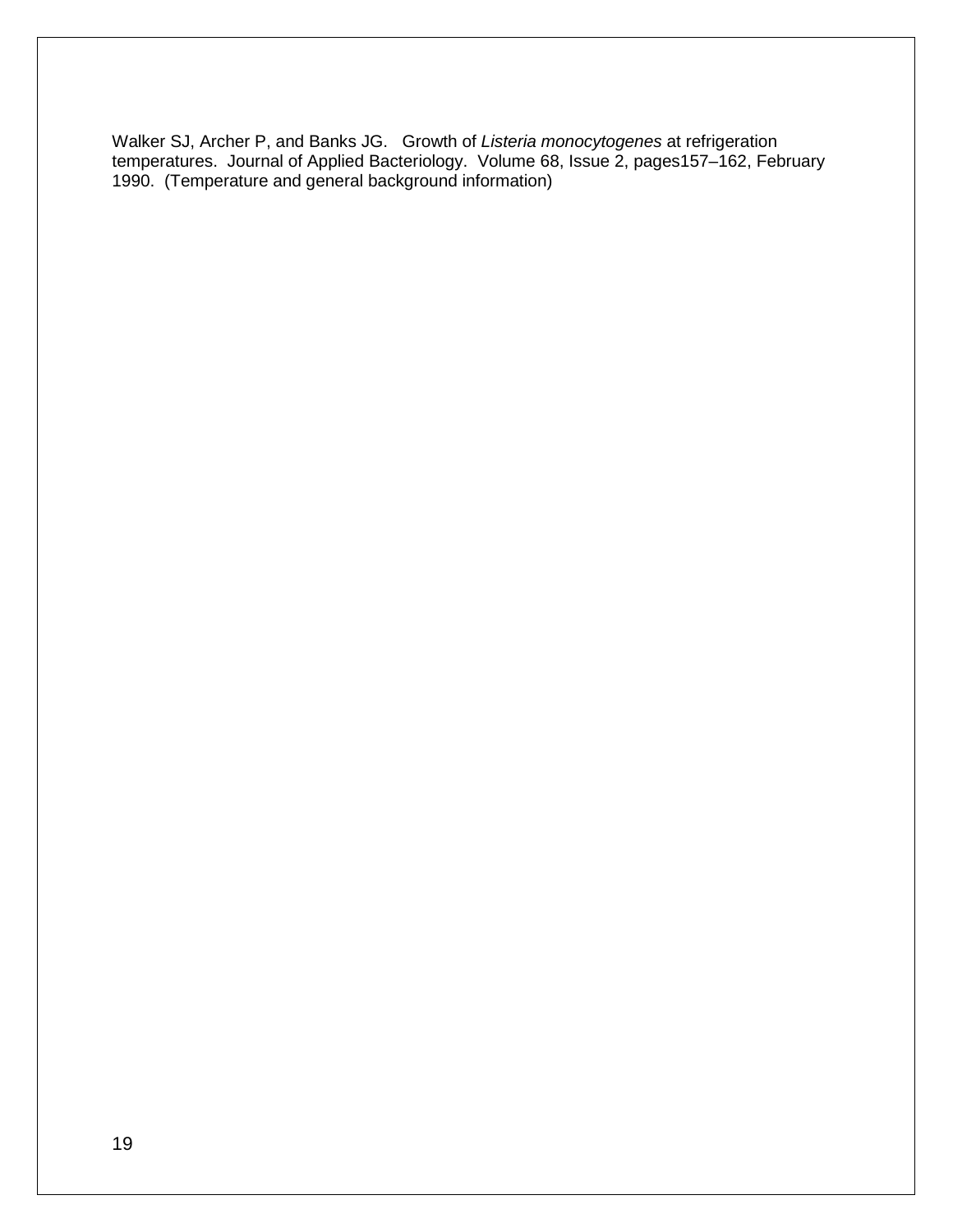Walker SJ, Archer P, and Banks JG. Growth of *Listeria monocytogenes* at refrigeration temperatures. Journal of Applied Bacteriology. Volume 68, Issue 2, pages157–162, February 1990. (Temperature and general background information)